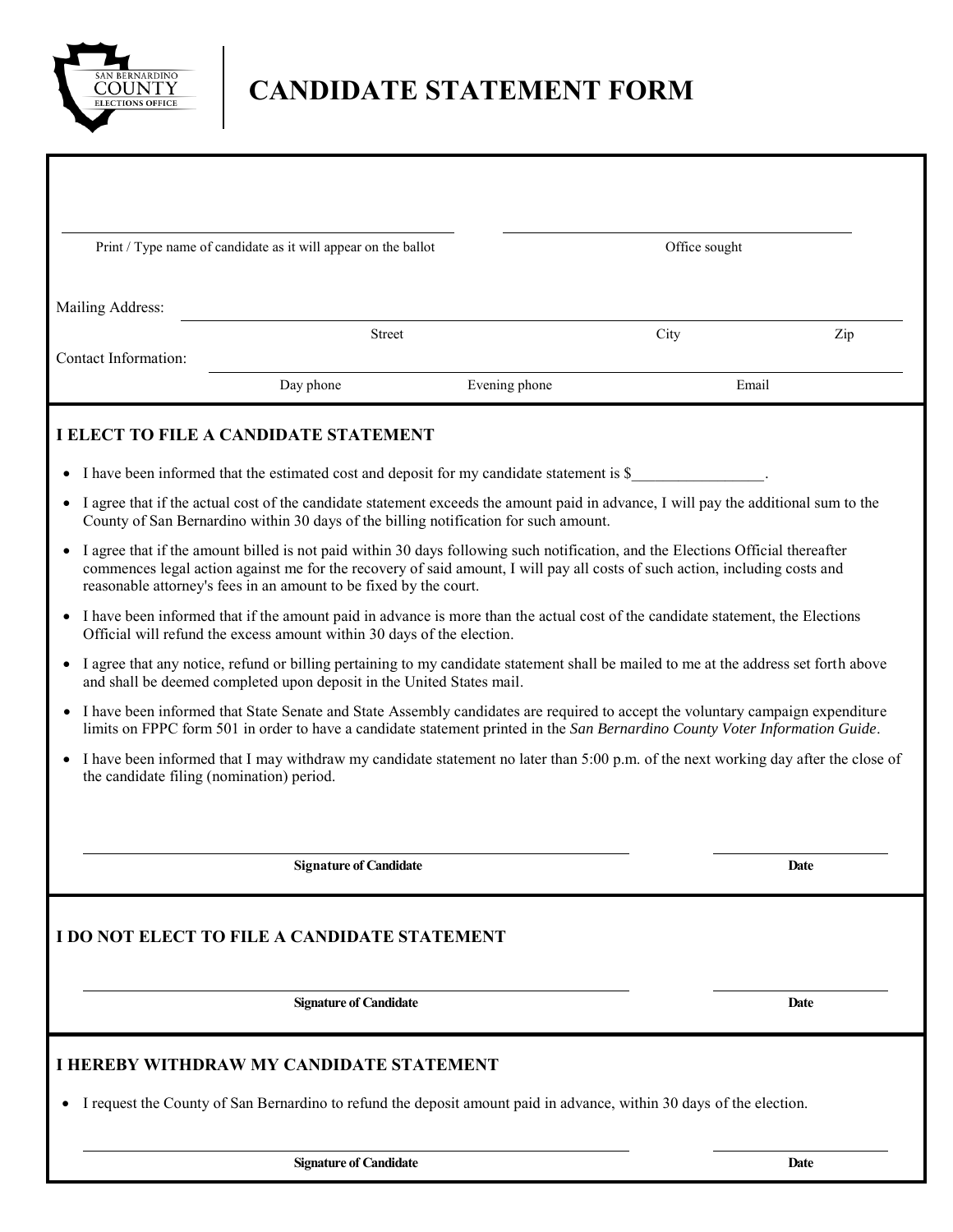SAN BERNARDINO COUNTY ELECTIONS OFFICE

# CANDIDATE STATEMENT FORM

Print / Type name of candidate as it will appear on the ballot ______________________

Office sought ______________________

Mailing Address: ______________________
Street | City | Zip

Contact Information: ______________________
Day phone | Evening phone | Email

## I ELECT TO FILE A CANDIDATE STATEMENT

- I have been informed that the estimated cost and deposit for my candidate statement is $________________.
- I agree that if the actual cost of the candidate statement exceeds the amount paid in advance, I will pay the additional sum to the County of San Bernardino within 30 days of the billing notification for such amount.
- I agree that if the amount billed is not paid within 30 days following such notification, and the Elections Official thereafter commences legal action against me for the recovery of said amount, I will pay all costs of such action, including costs and reasonable attorney's fees in an amount to be fixed by the court.
- I have been informed that if the amount paid in advance is more than the actual cost of the candidate statement, the Elections Official will refund the excess amount within 30 days of the election.
- I agree that any notice, refund or billing pertaining to my candidate statement shall be mailed to me at the address set forth above and shall be deemed completed upon deposit in the United States mail.
- I have been informed that State Senate and State Assembly candidates are required to accept the voluntary campaign expenditure limits on FPPC form 501 in order to have a candidate statement printed in the *San Bernardino County Voter Information Guide*.
- I have been informed that I may withdraw my candidate statement no later than 5:00 p.m. of the next working day after the close of the candidate filing (nomination) period.

**Signature of Candidate** ______________________ **Date** ____________

## I DO NOT ELECT TO FILE A CANDIDATE STATEMENT

**Signature of Candidate** ______________________ **Date** ____________

## I HEREBY WITHDRAW MY CANDIDATE STATEMENT

- I request the County of San Bernardino to refund the deposit amount paid in advance, within 30 days of the election.

**Signature of Candidate** ______________________ **Date** ____________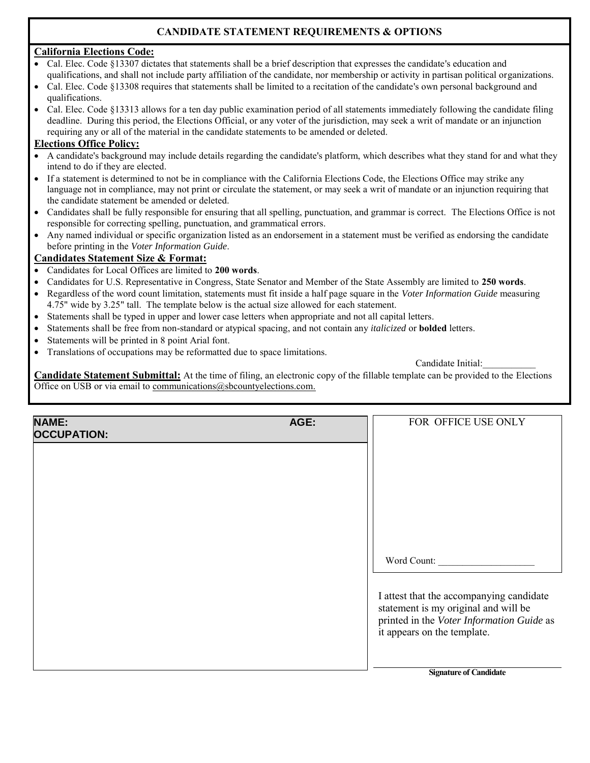## CANDIDATE STATEMENT REQUIREMENTS & OPTIONS

### California Elections Code:

- Cal. Elec. Code §13307 dictates that statements shall be a brief description that expresses the candidate's education and qualifications, and shall not include party affiliation of the candidate, nor membership or activity in partisan political organizations.
- Cal. Elec. Code §13308 requires that statements shall be limited to a recitation of the candidate's own personal background and qualifications.
- Cal. Elec. Code §13313 allows for a ten day public examination period of all statements immediately following the candidate filing deadline. During this period, the Elections Official, or any voter of the jurisdiction, may seek a writ of mandate or an injunction requiring any or all of the material in the candidate statements to be amended or deleted.

### Elections Office Policy:

- A candidate's background may include details regarding the candidate's platform, which describes what they stand for and what they intend to do if they are elected.
- If a statement is determined to not be in compliance with the California Elections Code, the Elections Office may strike any language not in compliance, may not print or circulate the statement, or may seek a writ of mandate or an injunction requiring that the candidate statement be amended or deleted.
- Candidates shall be fully responsible for ensuring that all spelling, punctuation, and grammar is correct. The Elections Office is not responsible for correcting spelling, punctuation, and grammatical errors.
- Any named individual or specific organization listed as an endorsement in a statement must be verified as endorsing the candidate before printing in the *Voter Information Guide*.

### Candidates Statement Size & Format:

- Candidates for Local Offices are limited to **200 words**.
- Candidates for U.S. Representative in Congress, State Senator and Member of the State Assembly are limited to **250 words**.
- Regardless of the word count limitation, statements must fit inside a half page square in the *Voter Information Guide* measuring 4.75" wide by 3.25" tall. The template below is the actual size allowed for each statement.
- Statements shall be typed in upper and lower case letters when appropriate and not all capital letters.
- Statements shall be free from non-standard or atypical spacing, and not contain any *italicized* or **bolded** letters.
- Statements will be printed in 8 point Arial font.
- Translations of occupations may be reformatted due to space limitations.

Candidate Initial:___________

**Candidate Statement Submittal:** At the time of filing, an electronic copy of the fillable template can be provided to the Elections Office on USB or via email to communications@sbcountyelections.com.

**NAME:** **AGE:**
**OCCUPATION:**

FOR OFFICE USE ONLY

Word Count: ____________________

I attest that the accompanying candidate statement is my original and will be printed in the *Voter Information Guide* as it appears on the template.

**Signature of Candidate**